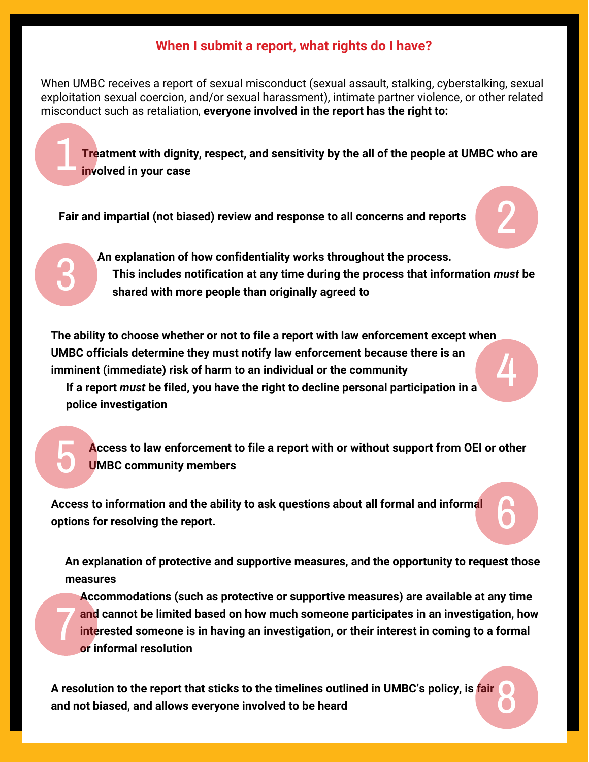## When I submit a report, what rights do I have?

When UMBC receives a report of sexual misconduct (sexual assault, stalking, cyberstalking, sexual exploitation sexual coercion, and/or sexual harassment), intimate partner violence, or other related misconduct such as retaliation, **everyone involved in the report has the right to:**

1. **Treatment with dignity, respect, and sensitivity by the all of the people at UMBC who are involved in your case**

2. **Fair and impartial (not biased) review and response to all concerns and reports**

3. **An explanation of how confidentiality works throughout the process.**
   - **This includes notification at any time during the process that information *must* be shared with more people than originally agreed to**

4. **The ability to choose whether or not to file a report with law enforcement except when UMBC officials determine they must notify law enforcement because there is an imminent (immediate) risk of harm to an individual or the community**
   - **If a report *must* be filed, you have the right to decline personal participation in a police investigation**

5. **Access to law enforcement to file a report with or without support from OEI or other UMBC community members**

6. **Access to information and the ability to ask questions about all formal and informal options for resolving the report.**

7. **An explanation of protective and supportive measures, and the opportunity to request those measures**
   - **Accommodations (such as protective or supportive measures) are available at any time and cannot be limited based on how much someone participates in an investigation, how interested someone is in having an investigation, or their interest in coming to a formal or informal resolution**

8. **A resolution to the report that sticks to the timelines outlined in UMBC's policy, is fair and not biased, and allows everyone involved to be heard**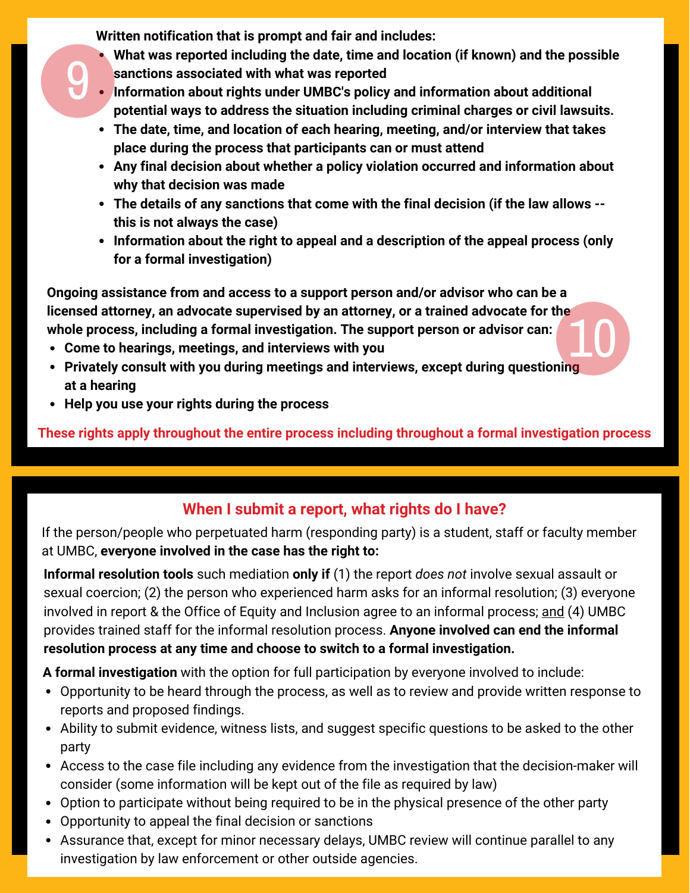9

**Written notification that is prompt and fair and includes:**

- **What was reported including the date, time and location (if known) and the possible sanctions associated with what was reported**
- **Information about rights under UMBC's policy and information about additional potential ways to address the situation including criminal charges or civil lawsuits.**
- **The date, time, and location of each hearing, meeting, and/or interview that takes place during the process that participants can or must attend**
- **Any final decision about whether a policy violation occurred and information about why that decision was made**
- **The details of any sanctions that come with the final decision (if the law allows -- this is not always the case)**
- **Information about the right to appeal and a description of the appeal process (only for a formal investigation)**

10

**Ongoing assistance from and access to a support person and/or advisor who can be a licensed attorney, an advocate supervised by an attorney, or a trained advocate for the whole process, including a formal investigation. The support person or advisor can:**

- **Come to hearings, meetings, and interviews with you**
- **Privately consult with you during meetings and interviews, except during questioning at a hearing**
- **Help you use your rights during the process**

**These rights apply throughout the entire process including throughout a formal investigation process**

## When I submit a report, what rights do I have?

If the person/people who perpetuated harm (responding party) is a student, staff or faculty member at UMBC, **everyone involved in the case has the right to:**

**Informal resolution tools** such mediation **only if** (1) the report *does not* involve sexual assault or sexual coercion; (2) the person who experienced harm asks for an informal resolution; (3) everyone involved in report & the Office of Equity and Inclusion agree to an informal process; and (4) UMBC provides trained staff for the informal resolution process. **Anyone involved can end the informal resolution process at any time and choose to switch to a formal investigation.**

**A formal investigation** with the option for full participation by everyone involved to include:

- Opportunity to be heard through the process, as well as to review and provide written response to reports and proposed findings.
- Ability to submit evidence, witness lists, and suggest specific questions to be asked to the other party
- Access to the case file including any evidence from the investigation that the decision-maker will consider (some information will be kept out of the file as required by law)
- Option to participate without being required to be in the physical presence of the other party
- Opportunity to appeal the final decision or sanctions
- Assurance that, except for minor necessary delays, UMBC review will continue parallel to any investigation by law enforcement or other outside agencies.